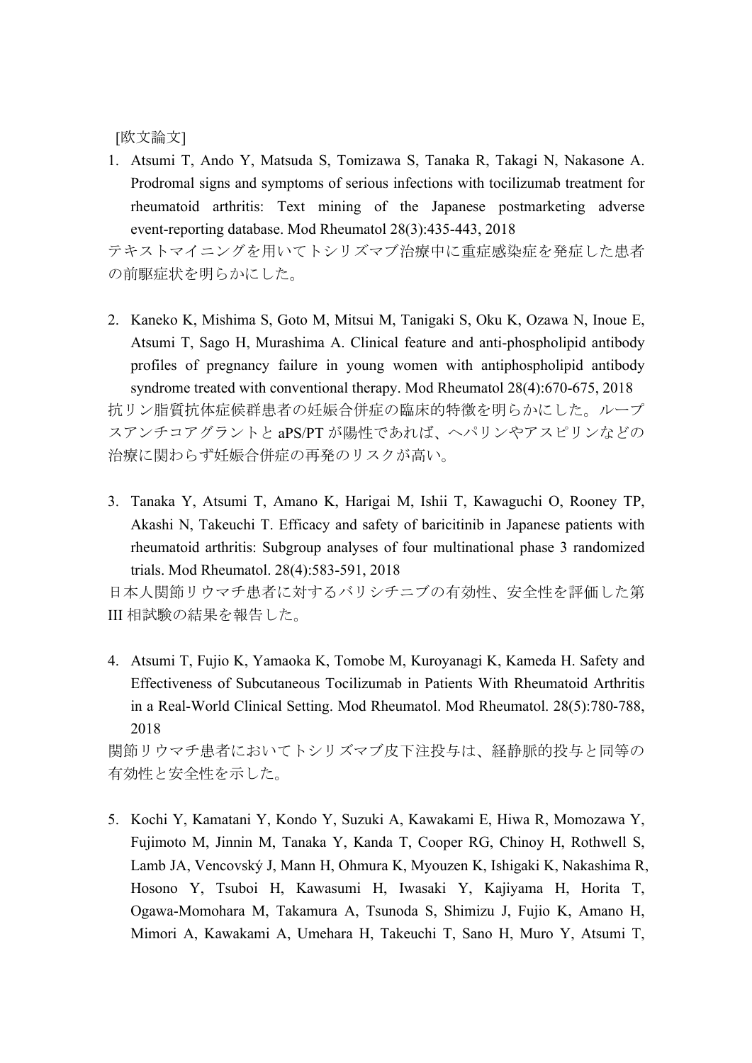[欧文論文]

1. Atsumi T, Ando Y, Matsuda S, Tomizawa S, Tanaka R, Takagi N, Nakasone A. Prodromal signs and symptoms of serious infections with tocilizumab treatment for rheumatoid arthritis: Text mining of the Japanese postmarketing adverse event-reporting database. Mod Rheumatol 28(3):435-443, 2018

テキストマイニングを用いてトシリズマブ治療中に重症感染症を発症した患者の前駆症状を明らかにした。

2. Kaneko K, Mishima S, Goto M, Mitsui M, Tanigaki S, Oku K, Ozawa N, Inoue E, Atsumi T, Sago H, Murashima A. Clinical feature and anti-phospholipid antibody profiles of pregnancy failure in young women with antiphospholipid antibody syndrome treated with conventional therapy. Mod Rheumatol 28(4):670-675, 2018

抗リン脂質抗体症候群患者の妊娠合併症の臨床的特徴を明らかにした。ループスアンチコアグラントと aPS/PT が陽性であれば、ヘパリンやアスピリンなどの治療に関わらず妊娠合併症の再発のリスクが高い。

3. Tanaka Y, Atsumi T, Amano K, Harigai M, Ishii T, Kawaguchi O, Rooney TP, Akashi N, Takeuchi T. Efficacy and safety of baricitinib in Japanese patients with rheumatoid arthritis: Subgroup analyses of four multinational phase 3 randomized trials. Mod Rheumatol. 28(4):583-591, 2018

日本人関節リウマチ患者に対するバリシチニブの有効性、安全性を評価した第 III 相試験の結果を報告した。

4. Atsumi T, Fujio K, Yamaoka K, Tomobe M, Kuroyanagi K, Kameda H. Safety and Effectiveness of Subcutaneous Tocilizumab in Patients With Rheumatoid Arthritis in a Real-World Clinical Setting. Mod Rheumatol. Mod Rheumatol. 28(5):780-788, 2018

関節リウマチ患者においてトシリズマブ皮下注投与は、経静脈的投与と同等の有効性と安全性を示した。

5. Kochi Y, Kamatani Y, Kondo Y, Suzuki A, Kawakami E, Hiwa R, Momozawa Y, Fujimoto M, Jinnin M, Tanaka Y, Kanda T, Cooper RG, Chinoy H, Rothwell S, Lamb JA, Vencovský J, Mann H, Ohmura K, Myouzen K, Ishigaki K, Nakashima R, Hosono Y, Tsuboi H, Kawasumi H, Iwasaki Y, Kajiyama H, Horita T, Ogawa-Momohara M, Takamura A, Tsunoda S, Shimizu J, Fujio K, Amano H, Mimori A, Kawakami A, Umehara H, Takeuchi T, Sano H, Muro Y, Atsumi T,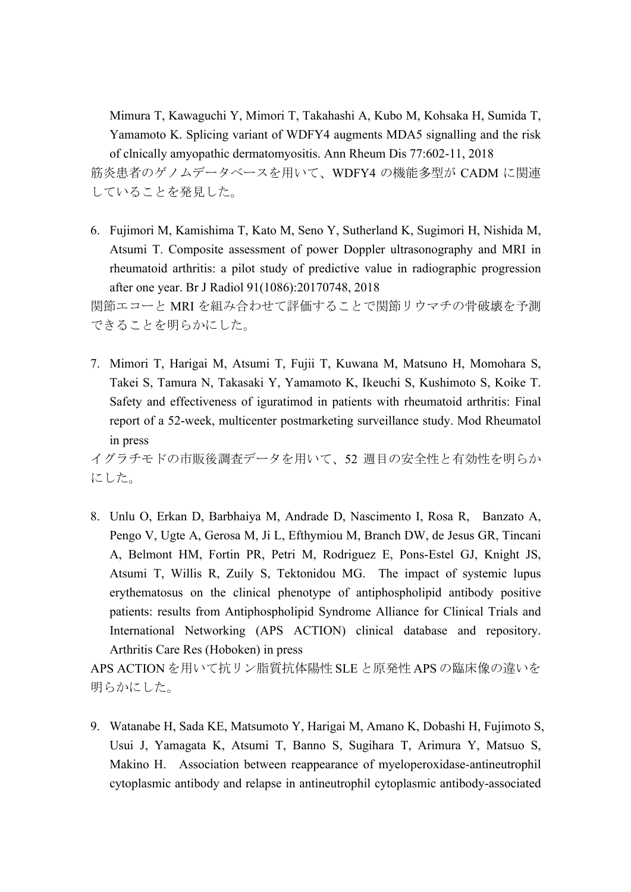Mimura T, Kawaguchi Y, Mimori T, Takahashi A, Kubo M, Kohsaka H, Sumida T, Yamamoto K. Splicing variant of WDFY4 augments MDA5 signalling and the risk of clnically amyopathic dermatomyositis. Ann Rheum Dis 77:602-11, 2018

筋炎患者のゲノムデータベースを用いて、WDFY4 の機能多型が CADM に関連していることを発見した。

6. Fujimori M, Kamishima T, Kato M, Seno Y, Sutherland K, Sugimori H, Nishida M, Atsumi T. Composite assessment of power Doppler ultrasonography and MRI in rheumatoid arthritis: a pilot study of predictive value in radiographic progression after one year. Br J Radiol 91(1086):20170748, 2018

関節エコーと MRI を組み合わせて評価することで関節リウマチの骨破壊を予測できることを明らかにした。

7. Mimori T, Harigai M, Atsumi T, Fujii T, Kuwana M, Matsuno H, Momohara S, Takei S, Tamura N, Takasaki Y, Yamamoto K, Ikeuchi S, Kushimoto S, Koike T. Safety and effectiveness of iguratimod in patients with rheumatoid arthritis: Final report of a 52-week, multicenter postmarketing surveillance study. Mod Rheumatol in press

イグラチモドの市販後調査データを用いて、52 週目の安全性と有効性を明らかにした。

8. Unlu O, Erkan D, Barbhaiya M, Andrade D, Nascimento I, Rosa R, Banzato A, Pengo V, Ugte A, Gerosa M, Ji L, Efthymiou M, Branch DW, de Jesus GR, Tincani A, Belmont HM, Fortin PR, Petri M, Rodriguez E, Pons-Estel GJ, Knight JS, Atsumi T, Willis R, Zuily S, Tektonidou MG. The impact of systemic lupus erythematosus on the clinical phenotype of antiphospholipid antibody positive patients: results from Antiphospholipid Syndrome Alliance for Clinical Trials and International Networking (APS ACTION) clinical database and repository. Arthritis Care Res (Hoboken) in press

APS ACTION を用いて抗リン脂質抗体陽性 SLE と原発性 APS の臨床像の違いを明らかにした。

9. Watanabe H, Sada KE, Matsumoto Y, Harigai M, Amano K, Dobashi H, Fujimoto S, Usui J, Yamagata K, Atsumi T, Banno S, Sugihara T, Arimura Y, Matsuo S, Makino H. Association between reappearance of myeloperoxidase-antineutrophil cytoplasmic antibody and relapse in antineutrophil cytoplasmic antibody-associated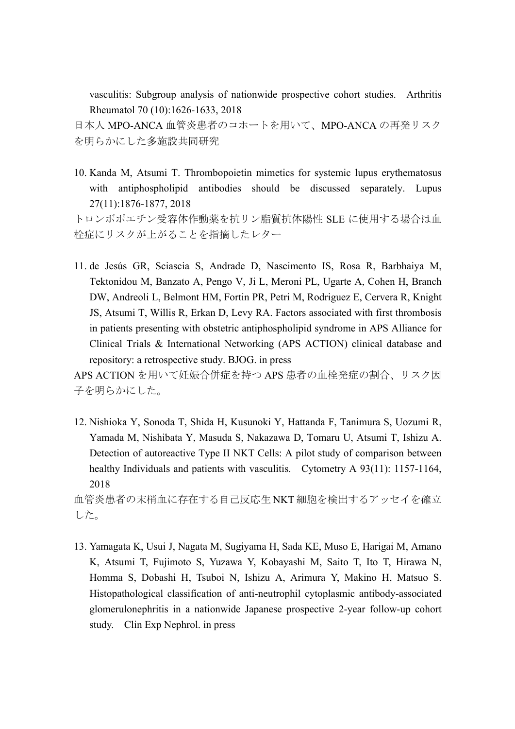vasculitis: Subgroup analysis of nationwide prospective cohort studies. Arthritis Rheumatol 70 (10):1626-1633, 2018

日本人 MPO-ANCA 血管炎患者のコホートを用いて、MPO-ANCA の再発リスクを明らかにした多施設共同研究

10. Kanda M, Atsumi T. Thrombopoietin mimetics for systemic lupus erythematosus with antiphospholipid antibodies should be discussed separately. Lupus 27(11):1876-1877, 2018

トロンボポエチン受容体作動薬を抗リン脂質抗体陽性 SLE に使用する場合は血栓症にリスクが上がることを指摘したレター

11. de Jesús GR, Sciascia S, Andrade D, Nascimento IS, Rosa R, Barbhaiya M, Tektonidou M, Banzato A, Pengo V, Ji L, Meroni PL, Ugarte A, Cohen H, Branch DW, Andreoli L, Belmont HM, Fortin PR, Petri M, Rodriguez E, Cervera R, Knight JS, Atsumi T, Willis R, Erkan D, Levy RA. Factors associated with first thrombosis in patients presenting with obstetric antiphospholipid syndrome in APS Alliance for Clinical Trials & International Networking (APS ACTION) clinical database and repository: a retrospective study. BJOG. in press

APS ACTION を用いて妊娠合併症を持つ APS 患者の血栓発症の割合、リスク因子を明らかにした。

12. Nishioka Y, Sonoda T, Shida H, Kusunoki Y, Hattanda F, Tanimura S, Uozumi R, Yamada M, Nishibata Y, Masuda S, Nakazawa D, Tomaru U, Atsumi T, Ishizu A. Detection of autoreactive Type II NKT Cells: A pilot study of comparison between healthy Individuals and patients with vasculitis. Cytometry A 93(11): 1157-1164, 2018

血管炎患者の末梢血に存在する自己反応生 NKT 細胞を検出するアッセイを確立した。

13. Yamagata K, Usui J, Nagata M, Sugiyama H, Sada KE, Muso E, Harigai M, Amano K, Atsumi T, Fujimoto S, Yuzawa Y, Kobayashi M, Saito T, Ito T, Hirawa N, Homma S, Dobashi H, Tsuboi N, Ishizu A, Arimura Y, Makino H, Matsuo S. Histopathological classification of anti-neutrophil cytoplasmic antibody-associated glomerulonephritis in a nationwide Japanese prospective 2-year follow-up cohort study. Clin Exp Nephrol. in press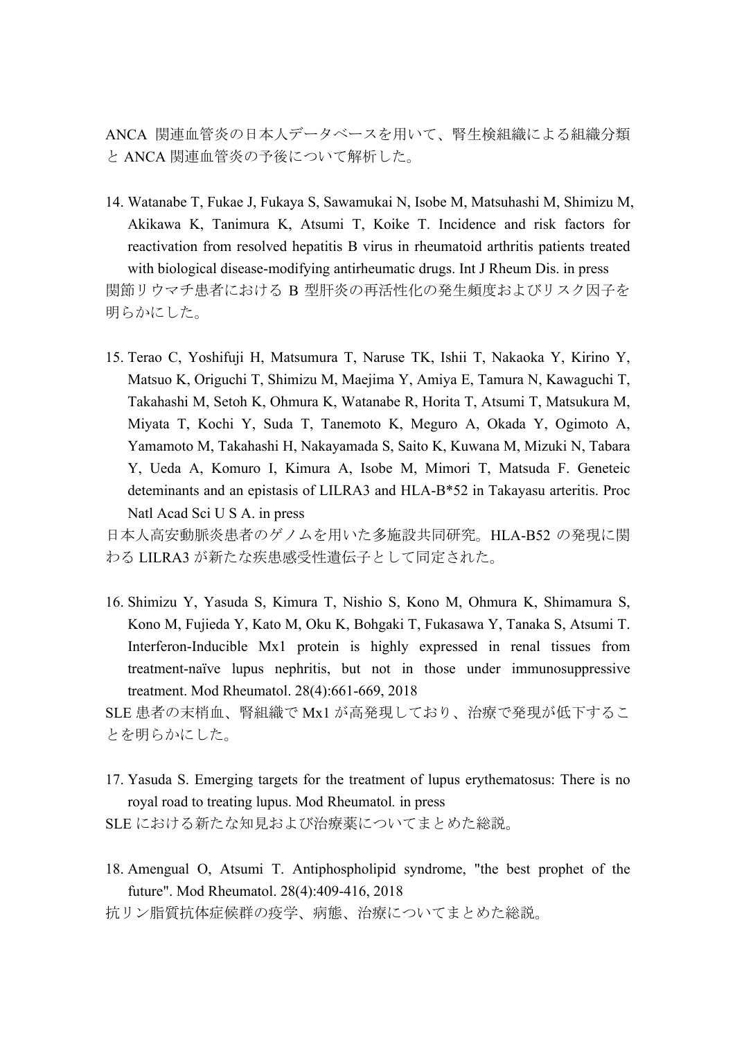ANCA 関連血管炎の日本人データベースを用いて、腎生検組織による組織分類と ANCA 関連血管炎の予後について解析した。

14. Watanabe T, Fukae J, Fukaya S, Sawamukai N, Isobe M, Matsuhashi M, Shimizu M, Akikawa K, Tanimura K, Atsumi T, Koike T. Incidence and risk factors for reactivation from resolved hepatitis B virus in rheumatoid arthritis patients treated with biological disease-modifying antirheumatic drugs. Int J Rheum Dis. in press

関節リウマチ患者における B 型肝炎の再活性化の発生頻度およびリスク因子を明らかにした。

15. Terao C, Yoshifuji H, Matsumura T, Naruse TK, Ishii T, Nakaoka Y, Kirino Y, Matsuo K, Origuchi T, Shimizu M, Maejima Y, Amiya E, Tamura N, Kawaguchi T, Takahashi M, Setoh K, Ohmura K, Watanabe R, Horita T, Atsumi T, Matsukura M, Miyata T, Kochi Y, Suda T, Tanemoto K, Meguro A, Okada Y, Ogimoto A, Yamamoto M, Takahashi H, Nakayamada S, Saito K, Kuwana M, Mizuki N, Tabara Y, Ueda A, Komuro I, Kimura A, Isobe M, Mimori T, Matsuda F. Geneteic deteminants and an epistasis of LILRA3 and HLA-B*52 in Takayasu arteritis. Proc Natl Acad Sci U S A. in press

日本人高安動脈炎患者のゲノムを用いた多施設共同研究。HLA-B52 の発現に関わる LILRA3 が新たな疾患感受性遺伝子として同定された。

16. Shimizu Y, Yasuda S, Kimura T, Nishio S, Kono M, Ohmura K, Shimamura S, Kono M, Fujieda Y, Kato M, Oku K, Bohgaki T, Fukasawa Y, Tanaka S, Atsumi T. Interferon-Inducible Mx1 protein is highly expressed in renal tissues from treatment-naïve lupus nephritis, but not in those under immunosuppressive treatment. Mod Rheumatol. 28(4):661-669, 2018

SLE 患者の末梢血、腎組織で Mx1 が高発現しており、治療で発現が低下することを明らかにした。

17. Yasuda S. Emerging targets for the treatment of lupus erythematosus: There is no royal road to treating lupus. Mod Rheumatol. in press

SLE における新たな知見および治療薬についてまとめた総説。

18. Amengual O, Atsumi T. Antiphospholipid syndrome, "the best prophet of the future". Mod Rheumatol. 28(4):409-416, 2018

抗リン脂質抗体症候群の疫学、病態、治療についてまとめた総説。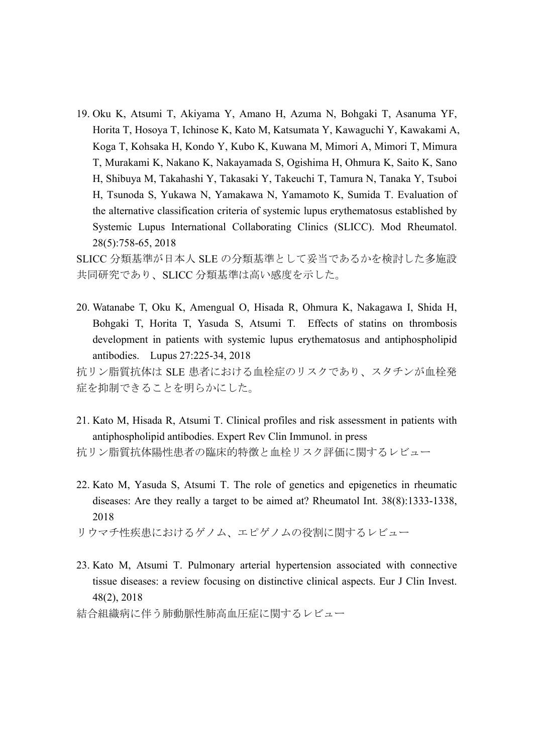19. Oku K, Atsumi T, Akiyama Y, Amano H, Azuma N, Bohgaki T, Asanuma YF, Horita T, Hosoya T, Ichinose K, Kato M, Katsumata Y, Kawaguchi Y, Kawakami A, Koga T, Kohsaka H, Kondo Y, Kubo K, Kuwana M, Mimori A, Mimori T, Mimura T, Murakami K, Nakano K, Nakayamada S, Ogishima H, Ohmura K, Saito K, Sano H, Shibuya M, Takahashi Y, Takasaki Y, Takeuchi T, Tamura N, Tanaka Y, Tsuboi H, Tsunoda S, Yukawa N, Yamakawa N, Yamamoto K, Sumida T. Evaluation of the alternative classification criteria of systemic lupus erythematosus established by Systemic Lupus International Collaborating Clinics (SLICC). Mod Rheumatol. 28(5):758-65, 2018

SLICC 分類基準が日本人 SLE の分類基準として妥当であるかを検討した多施設共同研究であり、SLICC 分類基準は高い感度を示した。

20. Watanabe T, Oku K, Amengual O, Hisada R, Ohmura K, Nakagawa I, Shida H, Bohgaki T, Horita T, Yasuda S, Atsumi T. Effects of statins on thrombosis development in patients with systemic lupus erythematosus and antiphospholipid antibodies. Lupus 27:225-34, 2018

抗リン脂質抗体は SLE 患者における血栓症のリスクであり、スタチンが血栓発症を抑制できることを明らかにした。

21. Kato M, Hisada R, Atsumi T. Clinical profiles and risk assessment in patients with antiphospholipid antibodies. Expert Rev Clin Immunol. in press

抗リン脂質抗体陽性患者の臨床的特徴と血栓リスク評価に関するレビュー

22. Kato M, Yasuda S, Atsumi T. The role of genetics and epigenetics in rheumatic diseases: Are they really a target to be aimed at? Rheumatol Int. 38(8):1333-1338, 2018

リウマチ性疾患におけるゲノム、エピゲノムの役割に関するレビュー

23. Kato M, Atsumi T. Pulmonary arterial hypertension associated with connective tissue diseases: a review focusing on distinctive clinical aspects. Eur J Clin Invest. 48(2), 2018

結合組織病に伴う肺動脈性肺高血圧症に関するレビュー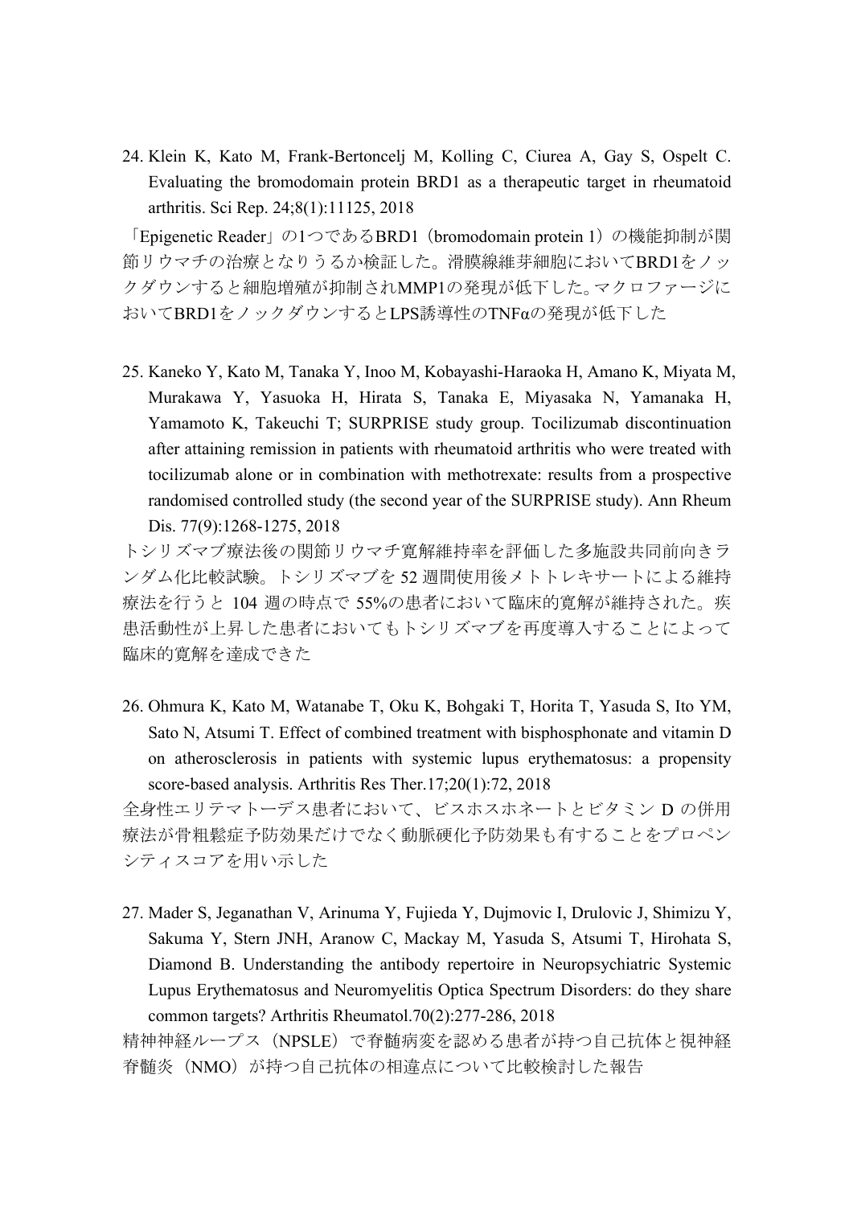24. Klein K, Kato M, Frank-Bertoncelj M, Kolling C, Ciurea A, Gay S, Ospelt C. Evaluating the bromodomain protein BRD1 as a therapeutic target in rheumatoid arthritis. Sci Rep. 24;8(1):11125, 2018

「Epigenetic Reader」の1つであるBRD1（bromodomain protein 1）の機能抑制が関節リウマチの治療となりうるか検証した。滑膜線維芽細胞においてBRD1をノックダウンすると細胞増殖が抑制されMMP1の発現が低下した。マクロファージにおいてBRD1をノックダウンするとLPS誘導性のTNFαの発現が低下した

25. Kaneko Y, Kato M, Tanaka Y, Inoo M, Kobayashi-Haraoka H, Amano K, Miyata M, Murakawa Y, Yasuoka H, Hirata S, Tanaka E, Miyasaka N, Yamanaka H, Yamamoto K, Takeuchi T; SURPRISE study group. Tocilizumab discontinuation after attaining remission in patients with rheumatoid arthritis who were treated with tocilizumab alone or in combination with methotrexate: results from a prospective randomised controlled study (the second year of the SURPRISE study). Ann Rheum Dis. 77(9):1268-1275, 2018

トシリズマブ療法後の関節リウマチ寛解維持率を評価した多施設共同前向きランダム化比較試験。トシリズマブを 52 週間使用後メトトレキサートによる維持療法を行うと 104 週の時点で 55%の患者において臨床的寛解が維持された。疾患活動性が上昇した患者においてもトシリズマブを再度導入することによって臨床的寛解を達成できた

26. Ohmura K, Kato M, Watanabe T, Oku K, Bohgaki T, Horita T, Yasuda S, Ito YM, Sato N, Atsumi T. Effect of combined treatment with bisphosphonate and vitamin D on atherosclerosis in patients with systemic lupus erythematosus: a propensity score-based analysis. Arthritis Res Ther.17;20(1):72, 2018

全身性エリテマトーデス患者において、ビスホスホネートとビタミン D の併用療法が骨粗鬆症予防効果だけでなく動脈硬化予防効果も有することをプロペンシティスコアを用い示した

27. Mader S, Jeganathan V, Arinuma Y, Fujieda Y, Dujmovic I, Drulovic J, Shimizu Y, Sakuma Y, Stern JNH, Aranow C, Mackay M, Yasuda S, Atsumi T, Hirohata S, Diamond B. Understanding the antibody repertoire in Neuropsychiatric Systemic Lupus Erythematosus and Neuromyelitis Optica Spectrum Disorders: do they share common targets? Arthritis Rheumatol.70(2):277-286, 2018

精神神経ループス（NPSLE）で脊髄病変を認める患者が持つ自己抗体と視神経脊髄炎（NMO）が持つ自己抗体の相違点について比較検討した報告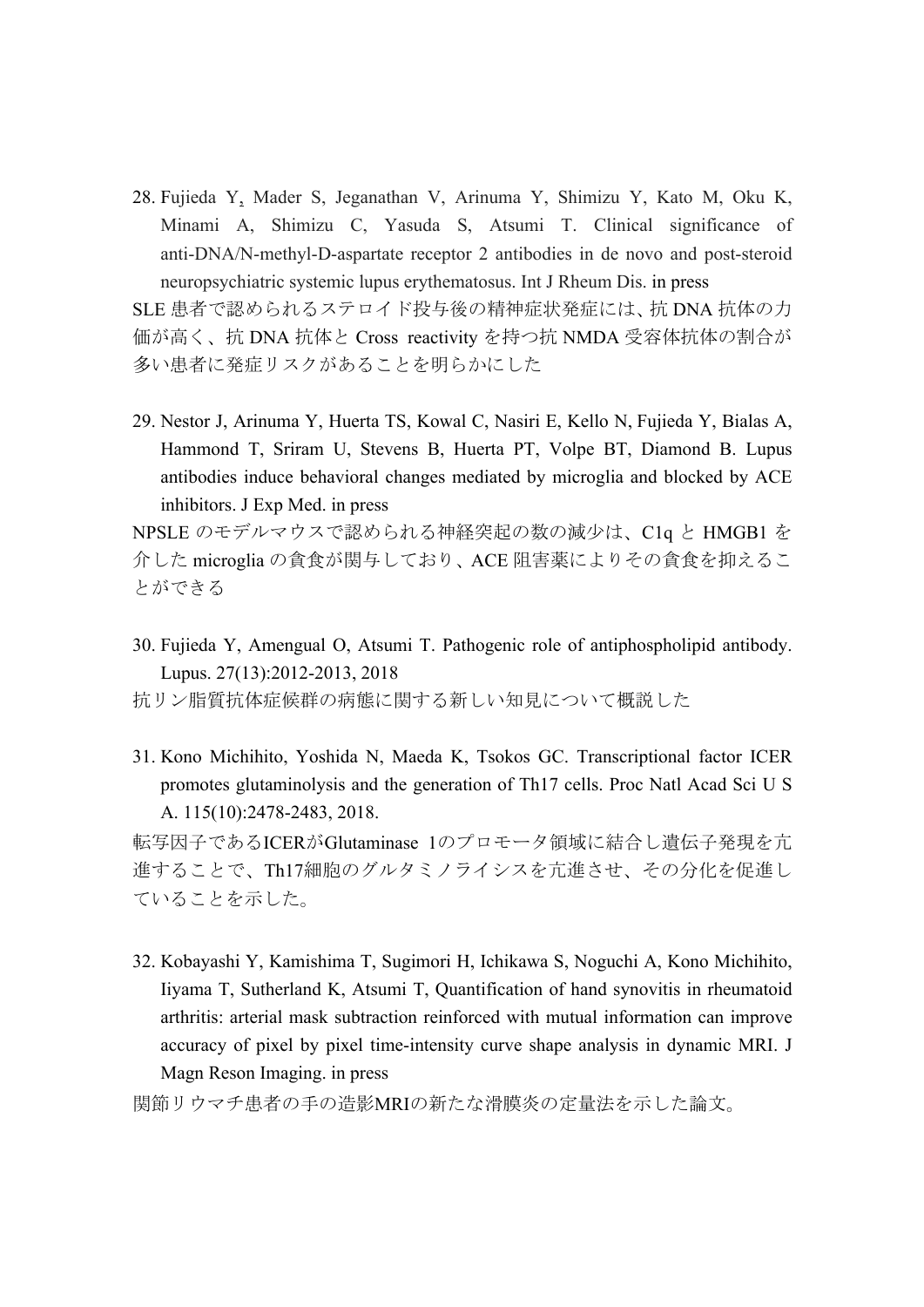28. Fujieda Y, Mader S, Jeganathan V, Arinuma Y, Shimizu Y, Kato M, Oku K, Minami A, Shimizu C, Yasuda S, Atsumi T. Clinical significance of anti-DNA/N-methyl-D-aspartate receptor 2 antibodies in de novo and post-steroid neuropsychiatric systemic lupus erythematosus. Int J Rheum Dis. in press

SLE 患者で認められるステロイド投与後の精神症状発症には、抗 DNA 抗体の力価が高く、抗 DNA 抗体と Cross reactivity を持つ抗 NMDA 受容体抗体の割合が多い患者に発症リスクがあることを明らかにした

29. Nestor J, Arinuma Y, Huerta TS, Kowal C, Nasiri E, Kello N, Fujieda Y, Bialas A, Hammond T, Sriram U, Stevens B, Huerta PT, Volpe BT, Diamond B. Lupus antibodies induce behavioral changes mediated by microglia and blocked by ACE inhibitors. J Exp Med. in press

NPSLE のモデルマウスで認められる神経突起の数の減少は、C1q と HMGB1 を介した microglia の貪食が関与しており、ACE 阻害薬によりその貪食を抑えることができる

30. Fujieda Y, Amengual O, Atsumi T. Pathogenic role of antiphospholipid antibody. Lupus. 27(13):2012-2013, 2018

抗リン脂質抗体症候群の病態に関する新しい知見について概説した

31. Kono Michihito, Yoshida N, Maeda K, Tsokos GC. Transcriptional factor ICER promotes glutaminolysis and the generation of Th17 cells. Proc Natl Acad Sci U S A. 115(10):2478-2483, 2018.

転写因子であるICERがGlutaminase 1のプロモータ領域に結合し遺伝子発現を亢進することで、Th17細胞のグルタミノライシスを亢進させ、その分化を促進していることを示した。

32. Kobayashi Y, Kamishima T, Sugimori H, Ichikawa S, Noguchi A, Kono Michihito, Iiyama T, Sutherland K, Atsumi T, Quantification of hand synovitis in rheumatoid arthritis: arterial mask subtraction reinforced with mutual information can improve accuracy of pixel by pixel time-intensity curve shape analysis in dynamic MRI. J Magn Reson Imaging. in press

関節リウマチ患者の手の造影MRIの新たな滑膜炎の定量法を示した論文。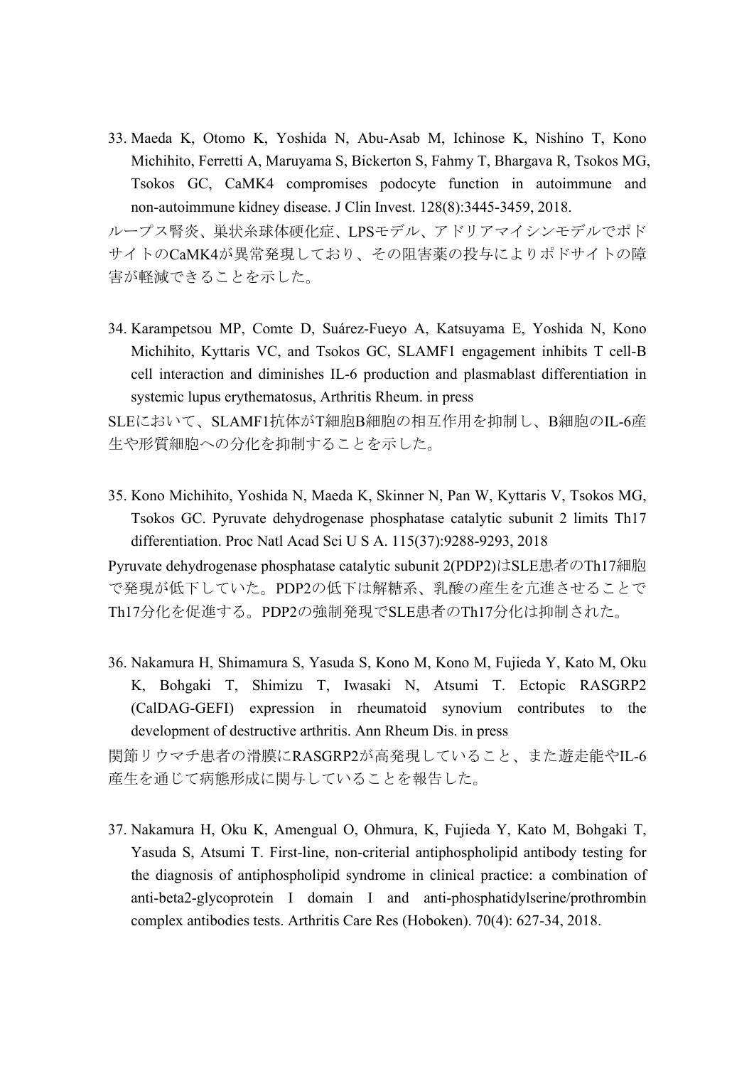33. Maeda K, Otomo K, Yoshida N, Abu-Asab M, Ichinose K, Nishino T, Kono Michihito, Ferretti A, Maruyama S, Bickerton S, Fahmy T, Bhargava R, Tsokos MG, Tsokos GC, CaMK4 compromises podocyte function in autoimmune and non-autoimmune kidney disease. J Clin Invest. 128(8):3445-3459, 2018.

ループス腎炎、巣状糸球体硬化症、LPSモデル、アドリアマイシンモデルでポドサイトのCaMK4が異常発現しており、その阻害薬の投与によりポドサイトの障害が軽減できることを示した。

34. Karampetsou MP, Comte D, Suárez-Fueyo A, Katsuyama E, Yoshida N, Kono Michihito, Kyttaris VC, and Tsokos GC, SLAMF1 engagement inhibits T cell-B cell interaction and diminishes IL-6 production and plasmablast differentiation in systemic lupus erythematosus, Arthritis Rheum. in press

SLEにおいて、SLAMF1抗体がT細胞B細胞の相互作用を抑制し、B細胞のIL-6産生や形質細胞への分化を抑制することを示した。

35. Kono Michihito, Yoshida N, Maeda K, Skinner N, Pan W, Kyttaris V, Tsokos MG, Tsokos GC. Pyruvate dehydrogenase phosphatase catalytic subunit 2 limits Th17 differentiation. Proc Natl Acad Sci U S A. 115(37):9288-9293, 2018

Pyruvate dehydrogenase phosphatase catalytic subunit 2(PDP2)はSLE患者のTh17細胞で発現が低下していた。PDP2の低下は解糖系、乳酸の産生を亢進させることでTh17分化を促進する。PDP2の強制発現でSLE患者のTh17分化は抑制された。

36. Nakamura H, Shimamura S, Yasuda S, Kono M, Kono M, Fujieda Y, Kato M, Oku K, Bohgaki T, Shimizu T, Iwasaki N, Atsumi T. Ectopic RASGRP2 (CalDAG-GEFI) expression in rheumatoid synovium contributes to the development of destructive arthritis. Ann Rheum Dis. in press

関節リウマチ患者の滑膜にRASGRP2が高発現していること、また遊走能やIL-6産生を通じて病態形成に関与していることを報告した。

37. Nakamura H, Oku K, Amengual O, Ohmura, K, Fujieda Y, Kato M, Bohgaki T, Yasuda S, Atsumi T. First-line, non-criterial antiphospholipid antibody testing for the diagnosis of antiphospholipid syndrome in clinical practice: a combination of anti-beta2-glycoprotein I domain I and anti-phosphatidylserine/prothrombin complex antibodies tests. Arthritis Care Res (Hoboken). 70(4): 627-34, 2018.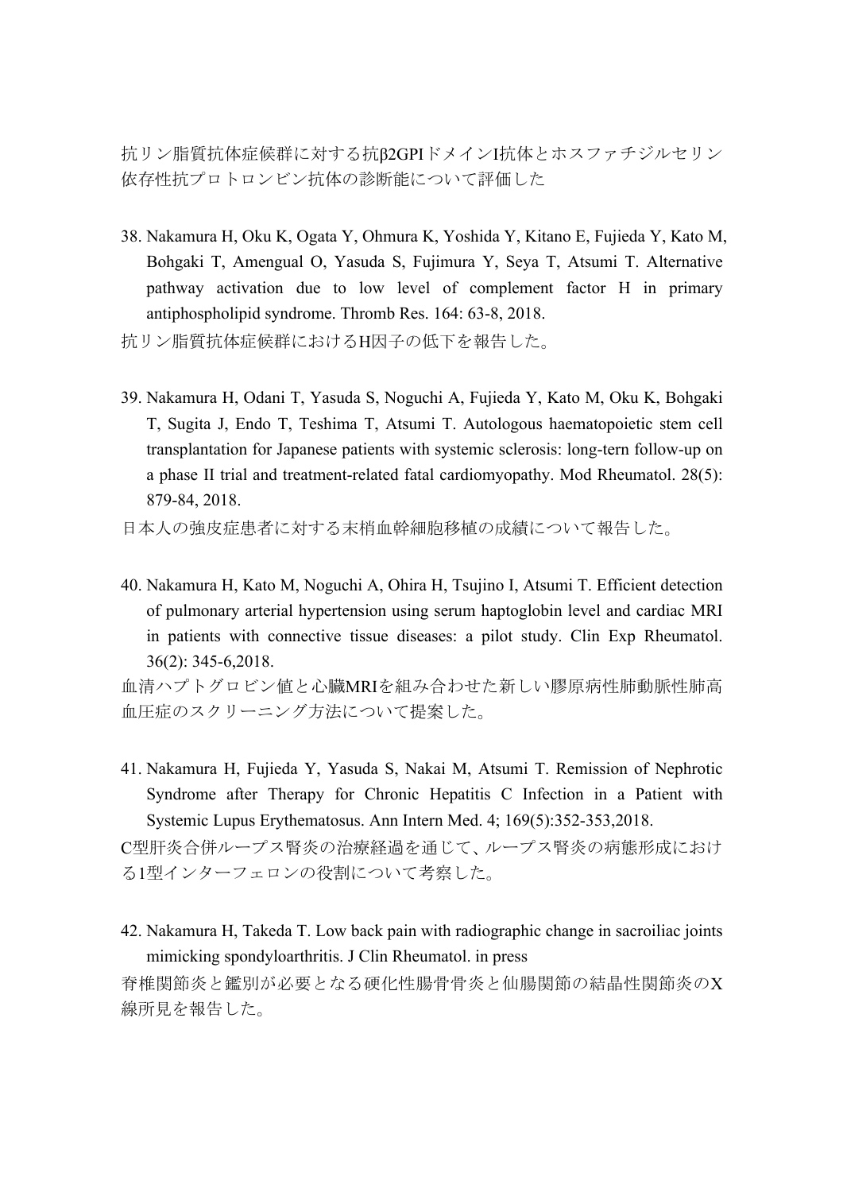抗リン脂質抗体症候群に対する抗β2GPIドメインI抗体とホスファチジルセリン依存性抗プロトロンビン抗体の診断能について評価した

38. Nakamura H, Oku K, Ogata Y, Ohmura K, Yoshida Y, Kitano E, Fujieda Y, Kato M, Bohgaki T, Amengual O, Yasuda S, Fujimura Y, Seya T, Atsumi T. Alternative pathway activation due to low level of complement factor H in primary antiphospholipid syndrome. Thromb Res. 164: 63-8, 2018.

抗リン脂質抗体症候群におけるH因子の低下を報告した。

39. Nakamura H, Odani T, Yasuda S, Noguchi A, Fujieda Y, Kato M, Oku K, Bohgaki T, Sugita J, Endo T, Teshima T, Atsumi T. Autologous haematopoietic stem cell transplantation for Japanese patients with systemic sclerosis: long-tern follow-up on a phase II trial and treatment-related fatal cardiomyopathy. Mod Rheumatol. 28(5): 879-84, 2018.

日本人の強皮症患者に対する末梢血幹細胞移植の成績について報告した。

40. Nakamura H, Kato M, Noguchi A, Ohira H, Tsujino I, Atsumi T. Efficient detection of pulmonary arterial hypertension using serum haptoglobin level and cardiac MRI in patients with connective tissue diseases: a pilot study. Clin Exp Rheumatol. 36(2): 345-6,2018.

血清ハプトグロビン値と心臓MRIを組み合わせた新しい膠原病性肺動脈性肺高血圧症のスクリーニング方法について提案した。

41. Nakamura H, Fujieda Y, Yasuda S, Nakai M, Atsumi T. Remission of Nephrotic Syndrome after Therapy for Chronic Hepatitis C Infection in a Patient with Systemic Lupus Erythematosus. Ann Intern Med. 4; 169(5):352-353,2018.

C型肝炎合併ループス腎炎の治療経過を通じて、ループス腎炎の病態形成における1型インターフェロンの役割について考察した。

42. Nakamura H, Takeda T. Low back pain with radiographic change in sacroiliac joints mimicking spondyloarthritis. J Clin Rheumatol. in press

脊椎関節炎と鑑別が必要となる硬化性腸骨骨炎と仙腸関節の結晶性関節炎のX線所見を報告した。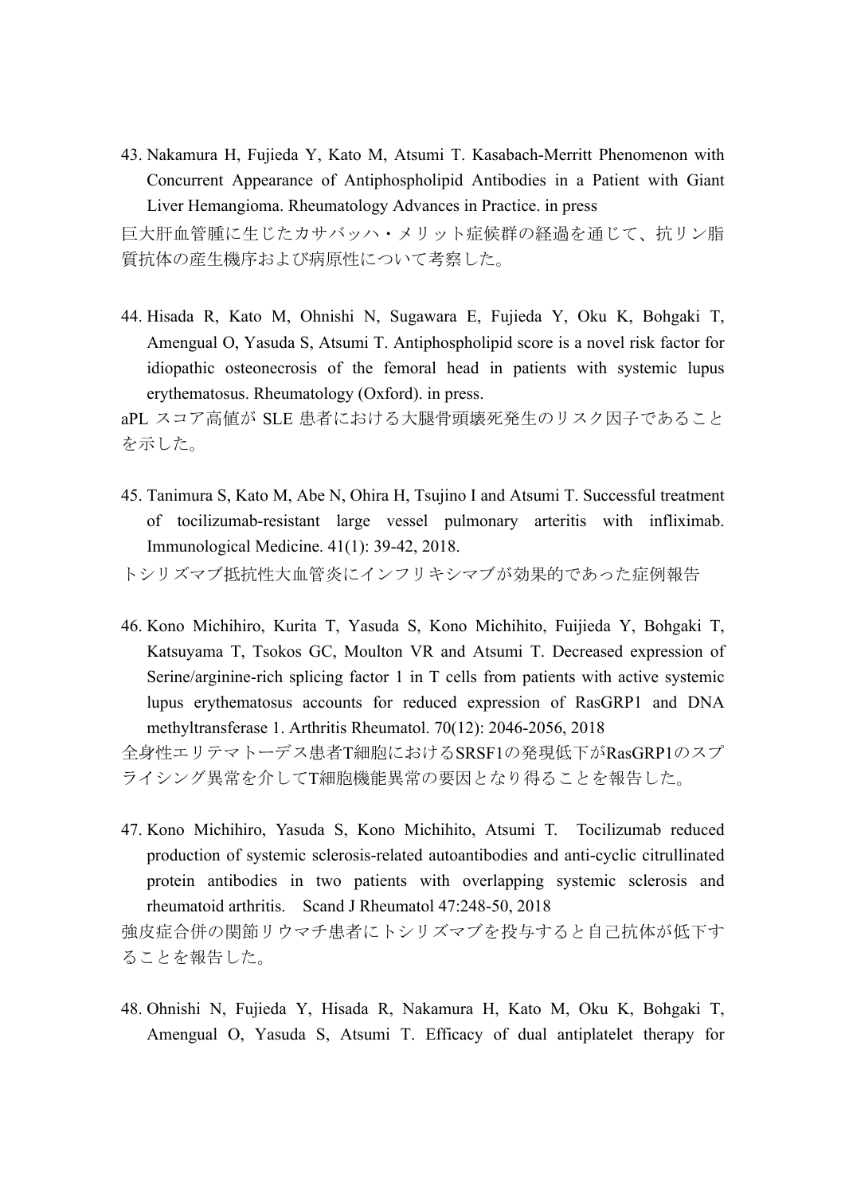43. Nakamura H, Fujieda Y, Kato M, Atsumi T. Kasabach-Merritt Phenomenon with Concurrent Appearance of Antiphospholipid Antibodies in a Patient with Giant Liver Hemangioma. Rheumatology Advances in Practice. in press

巨大肝血管腫に生じたカサバッハ・メリット症候群の経過を通じて、抗リン脂質抗体の産生機序および病原性について考察した。

44. Hisada R, Kato M, Ohnishi N, Sugawara E, Fujieda Y, Oku K, Bohgaki T, Amengual O, Yasuda S, Atsumi T. Antiphospholipid score is a novel risk factor for idiopathic osteonecrosis of the femoral head in patients with systemic lupus erythematosus. Rheumatology (Oxford). in press.

aPL スコア高値が SLE 患者における大腿骨頭壊死発生のリスク因子であることを示した。

45. Tanimura S, Kato M, Abe N, Ohira H, Tsujino I and Atsumi T. Successful treatment of tocilizumab-resistant large vessel pulmonary arteritis with infliximab. Immunological Medicine. 41(1): 39-42, 2018.

トシリズマブ抵抗性大血管炎にインフリキシマブが効果的であった症例報告

46. Kono Michihiro, Kurita T, Yasuda S, Kono Michihito, Fuijieda Y, Bohgaki T, Katsuyama T, Tsokos GC, Moulton VR and Atsumi T. Decreased expression of Serine/arginine-rich splicing factor 1 in T cells from patients with active systemic lupus erythematosus accounts for reduced expression of RasGRP1 and DNA methyltransferase 1. Arthritis Rheumatol. 70(12): 2046-2056, 2018

全身性エリテマトーデス患者T細胞におけるSRSF1の発現低下がRasGRP1のスプライシング異常を介してT細胞機能異常の要因となり得ることを報告した。

47. Kono Michihiro, Yasuda S, Kono Michihito, Atsumi T. Tocilizumab reduced production of systemic sclerosis-related autoantibodies and anti-cyclic citrullinated protein antibodies in two patients with overlapping systemic sclerosis and rheumatoid arthritis. Scand J Rheumatol 47:248-50, 2018

強皮症合併の関節リウマチ患者にトシリズマブを投与すると自己抗体が低下することを報告した。

48. Ohnishi N, Fujieda Y, Hisada R, Nakamura H, Kato M, Oku K, Bohgaki T, Amengual O, Yasuda S, Atsumi T. Efficacy of dual antiplatelet therapy for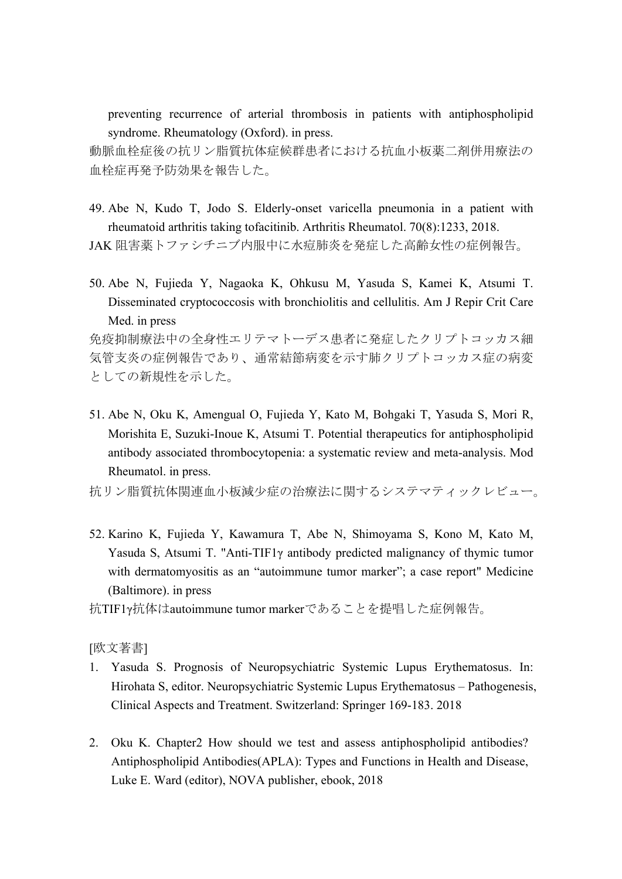preventing recurrence of arterial thrombosis in patients with antiphospholipid syndrome. Rheumatology (Oxford). in press.

動脈血栓症後の抗リン脂質抗体症候群患者における抗血小板薬二剤併用療法の血栓症再発予防効果を報告した。

49. Abe N, Kudo T, Jodo S. Elderly-onset varicella pneumonia in a patient with rheumatoid arthritis taking tofacitinib. Arthritis Rheumatol. 70(8):1233, 2018.

JAK 阻害薬トファシチニブ内服中に水痘肺炎を発症した高齢女性の症例報告。

50. Abe N, Fujieda Y, Nagaoka K, Ohkusu M, Yasuda S, Kamei K, Atsumi T. Disseminated cryptococcosis with bronchiolitis and cellulitis. Am J Repir Crit Care Med. in press

免疫抑制療法中の全身性エリテマトーデス患者に発症したクリプトコッカス細気管支炎の症例報告であり、通常結節病変を示す肺クリプトコッカス症の病変としての新規性を示した。

51. Abe N, Oku K, Amengual O, Fujieda Y, Kato M, Bohgaki T, Yasuda S, Mori R, Morishita E, Suzuki-Inoue K, Atsumi T. Potential therapeutics for antiphospholipid antibody associated thrombocytopenia: a systematic review and meta-analysis. Mod Rheumatol. in press.

抗リン脂質抗体関連血小板減少症の治療法に関するシステマティックレビュー。

52. Karino K, Fujieda Y, Kawamura T, Abe N, Shimoyama S, Kono M, Kato M, Yasuda S, Atsumi T. "Anti-TIF1γ antibody predicted malignancy of thymic tumor with dermatomyositis as an “autoimmune tumor marker”; a case report" Medicine (Baltimore). in press

抗TIF1γ抗体はautoimmune tumor markerであることを提唱した症例報告。

[欧文著書]

1. Yasuda S. Prognosis of Neuropsychiatric Systemic Lupus Erythematosus. In: Hirohata S, editor. Neuropsychiatric Systemic Lupus Erythematosus – Pathogenesis, Clinical Aspects and Treatment. Switzerland: Springer 169-183. 2018

2. Oku K. Chapter2 How should we test and assess antiphospholipid antibodies? Antiphospholipid Antibodies(APLA): Types and Functions in Health and Disease, Luke E. Ward (editor), NOVA publisher, ebook, 2018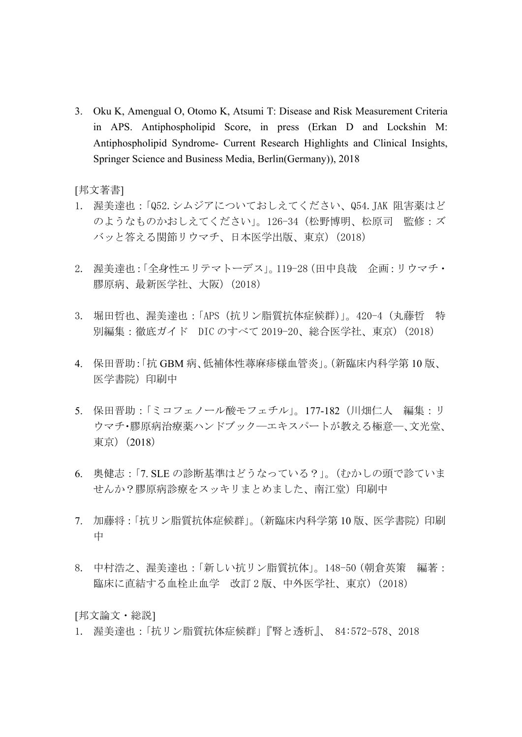3. Oku K, Amengual O, Otomo K, Atsumi T: Disease and Risk Measurement Criteria in APS. Antiphospholipid Score, in press (Erkan D and Lockshin M: Antiphospholipid Syndrome- Current Research Highlights and Clinical Insights, Springer Science and Business Media, Berlin(Germany)), 2018

[邦文著書]

1. 渥美達也：「Q52.シムジアについておしえてください、Q54.JAK 阻害薬はどのようなものかおしえてください」。126-34（松野博明、松原司　監修：ズバッと答える関節リウマチ、日本医学出版、東京）(2018)

2. 渥美達也：「全身性エリテマトーデス」。119-28（田中良哉　企画：リウマチ・膠原病、最新医学社、大阪）(2018)

3. 堀田哲也、渥美達也：「APS（抗リン脂質抗体症候群）」。420-4（丸藤哲　特別編集：徹底ガイド　DIC のすべて 2019-20、総合医学社、東京）(2018)

4. 保田晋助：「抗 GBM 病、低補体性蕁麻疹様血管炎」。（新臨床内科学第 10 版、医学書院）印刷中

5. 保田晋助：「ミコフェノール酸モフェチル」。177-182（川畑仁人　編集：リウマチ・膠原病治療薬ハンドブック―エキスパートが教える極意―、文光堂、東京）(2018)

6. 奥健志：「7. SLE の診断基準はどうなっている？」。（むかしの頭で診ていませんか？膠原病診療をスッキリまとめました、南江堂）印刷中

7. 加藤将：「抗リン脂質抗体症候群」。（新臨床内科学第 10 版、医学書院）印刷中

8. 中村浩之、渥美達也：「新しい抗リン脂質抗体」。148-50（朝倉英策　編著：臨床に直結する血栓止血学　改訂 2 版、中外医学社、東京）(2018)

[邦文論文・総説]

1. 渥美達也：「抗リン脂質抗体症候群」『腎と透析』、 84:572-578、2018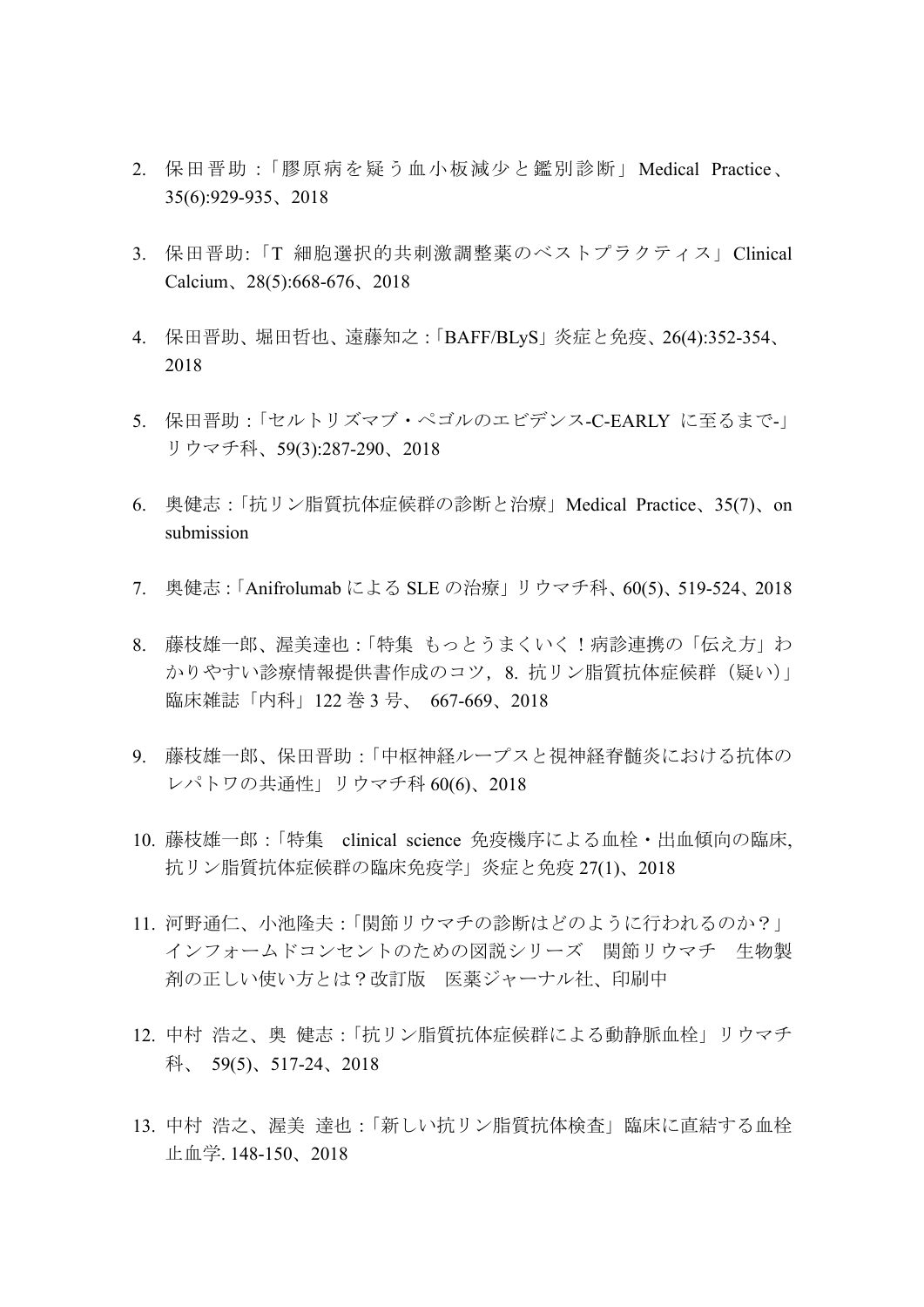2. 保田晋助 :「膠原病を疑う血小板減少と鑑別診断」Medical Practice、35(6):929-935、2018

3. 保田晋助:「T 細胞選択的共刺激調整薬のベストプラクティス」Clinical Calcium、28(5):668-676、2018

4. 保田晋助、堀田哲也、遠藤知之 :「BAFF/BLyS」炎症と免疫、26(4):352-354、2018

5. 保田晋助 :「セルトリズマブ・ペゴルのエビデンス-C-EARLY に至るまで-」リウマチ科、59(3):287-290、2018

6. 奥健志 :「抗リン脂質抗体症候群の診断と治療」Medical Practice、35(7)、on submission

7. 奥健志 :「Anifrolumab による SLE の治療」リウマチ科、60(5)、519-524、2018

8. 藤枝雄一郎、渥美達也 :「特集 もっとうまくいく！病診連携の「伝え方」わかりやすい診療情報提供書作成のコツ，8. 抗リン脂質抗体症候群（疑い）」臨床雑誌「内科」122 巻 3 号、 667-669、2018

9. 藤枝雄一郎、保田晋助 :「中枢神経ループスと視神経脊髄炎における抗体のレパトワの共通性」リウマチ科 60(6)、2018

10. 藤枝雄一郎 :「特集 clinical science 免疫機序による血栓・出血傾向の臨床, 抗リン脂質抗体症候群の臨床免疫学」炎症と免疫 27(1)、2018

11. 河野通仁、小池隆夫 :「関節リウマチの診断はどのように行われるのか？」インフォームドコンセントのための図説シリーズ 関節リウマチ 生物製剤の正しい使い方とは？改訂版 医薬ジャーナル社、印刷中

12. 中村 浩之、奥 健志 :「抗リン脂質抗体症候群による動静脈血栓」リウマチ科、 59(5)、517-24、2018

13. 中村 浩之、渥美 達也 :「新しい抗リン脂質抗体検査」臨床に直結する血栓止血学. 148-150、2018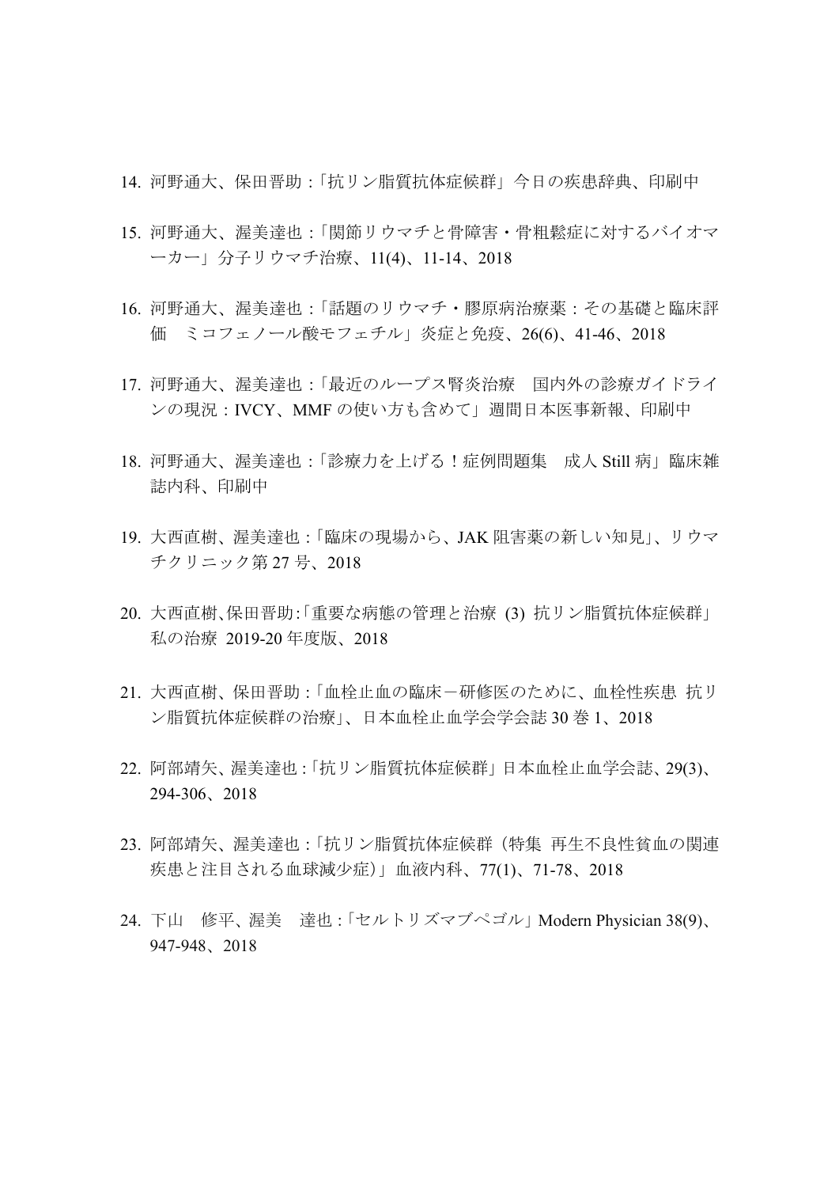14. 河野通大、保田晋助：「抗リン脂質抗体症候群」今日の疾患辞典、印刷中

15. 河野通大、渥美達也：「関節リウマチと骨障害・骨粗鬆症に対するバイオマーカー」分子リウマチ治療、11(4)、11-14、2018

16. 河野通大、渥美達也：「話題のリウマチ・膠原病治療薬：その基礎と臨床評価　ミコフェノール酸モフェチル」炎症と免疫、26(6)、41-46、2018

17. 河野通大、渥美達也：「最近のループス腎炎治療　国内外の診療ガイドラインの現況：IVCY、MMF の使い方も含めて」週間日本医事新報、印刷中

18. 河野通大、渥美達也：「診療力を上げる！症例問題集　成人 Still 病」臨床雑誌内科、印刷中

19. 大西直樹、渥美達也：「臨床の現場から、JAK 阻害薬の新しい知見」、リウマチクリニック第 27 号、2018

20. 大西直樹、保田晋助:「重要な病態の管理と治療 (3) 抗リン脂質抗体症候群」私の治療 2019-20 年度版、2018

21. 大西直樹、保田晋助：「血栓止血の臨床－研修医のために、血栓性疾患 抗リン脂質抗体症候群の治療」、日本血栓止血学会学会誌 30 巻 1、2018

22. 阿部靖矢、渥美達也：「抗リン脂質抗体症候群」日本血栓止血学会誌、29(3)、294-306、2018

23. 阿部靖矢、渥美達也：「抗リン脂質抗体症候群（特集 再生不良性貧血の関連疾患と注目される血球減少症）」血液内科、77(1)、71-78、2018

24. 下山　修平、渥美　達也：「セルトリズマブペゴル」Modern Physician 38(9)、947-948、2018